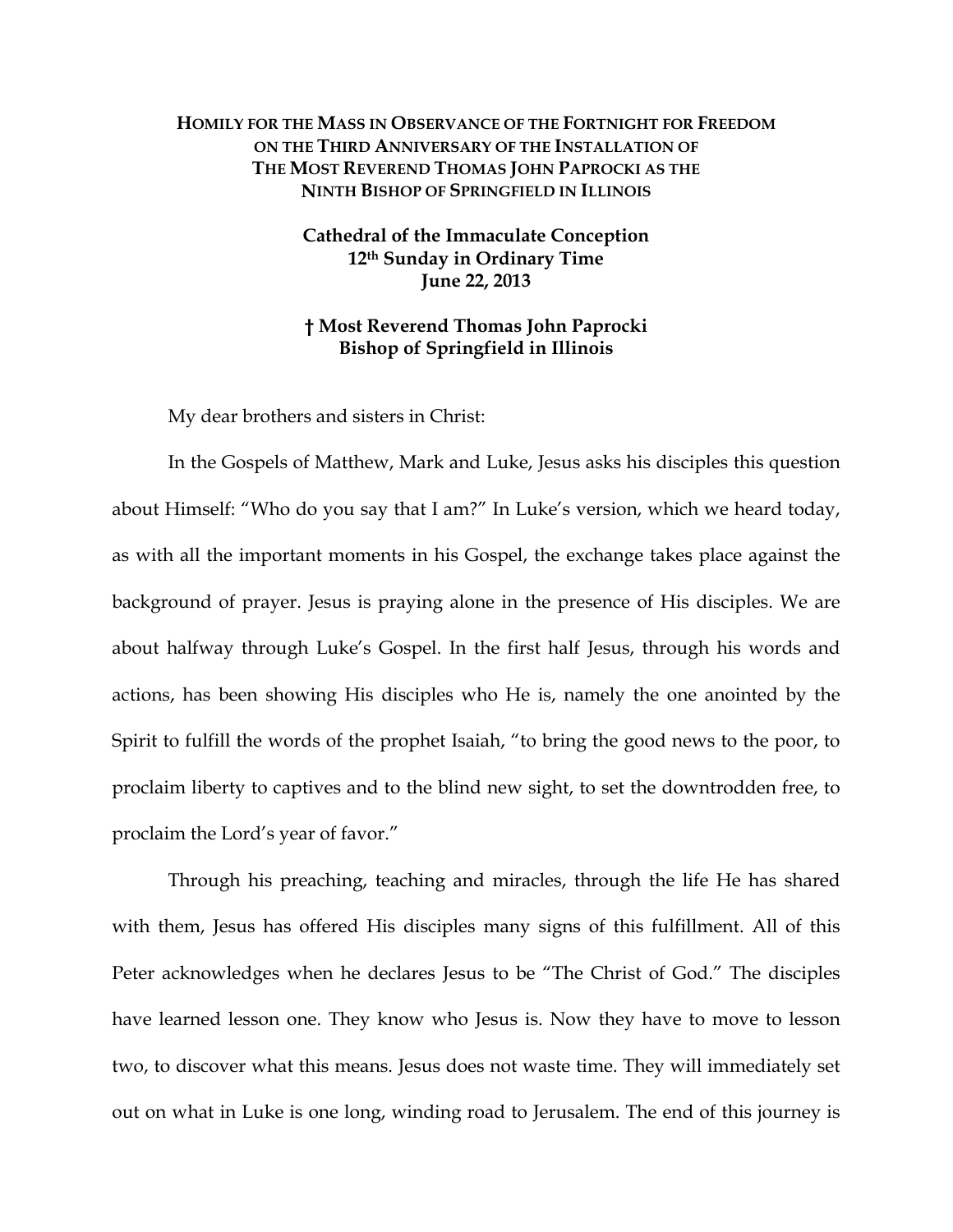**HOMILY FOR THE MASS IN OBSERVANCE OF THE FORTNIGHT FOR FREEDOM ON THE THIRD ANNIVERSARY OF THE INSTALLATION OF THE MOST REVEREND THOMAS JOHN PAPROCKI AS THE NINTH BISHOP OF SPRINGFIELD IN ILLINOIS**

**Cathedral of the Immaculate Conception**
**12th Sunday in Ordinary Time**
**June 22, 2013**

**† Most Reverend Thomas John Paprocki**
**Bishop of Springfield in Illinois**

My dear brothers and sisters in Christ:

In the Gospels of Matthew, Mark and Luke, Jesus asks his disciples this question about Himself: "Who do you say that I am?" In Luke's version, which we heard today, as with all the important moments in his Gospel, the exchange takes place against the background of prayer. Jesus is praying alone in the presence of His disciples. We are about halfway through Luke's Gospel. In the first half Jesus, through his words and actions, has been showing His disciples who He is, namely the one anointed by the Spirit to fulfill the words of the prophet Isaiah, "to bring the good news to the poor, to proclaim liberty to captives and to the blind new sight, to set the downtrodden free, to proclaim the Lord's year of favor."

Through his preaching, teaching and miracles, through the life He has shared with them, Jesus has offered His disciples many signs of this fulfillment. All of this Peter acknowledges when he declares Jesus to be "The Christ of God." The disciples have learned lesson one. They know who Jesus is. Now they have to move to lesson two, to discover what this means. Jesus does not waste time. They will immediately set out on what in Luke is one long, winding road to Jerusalem. The end of this journey is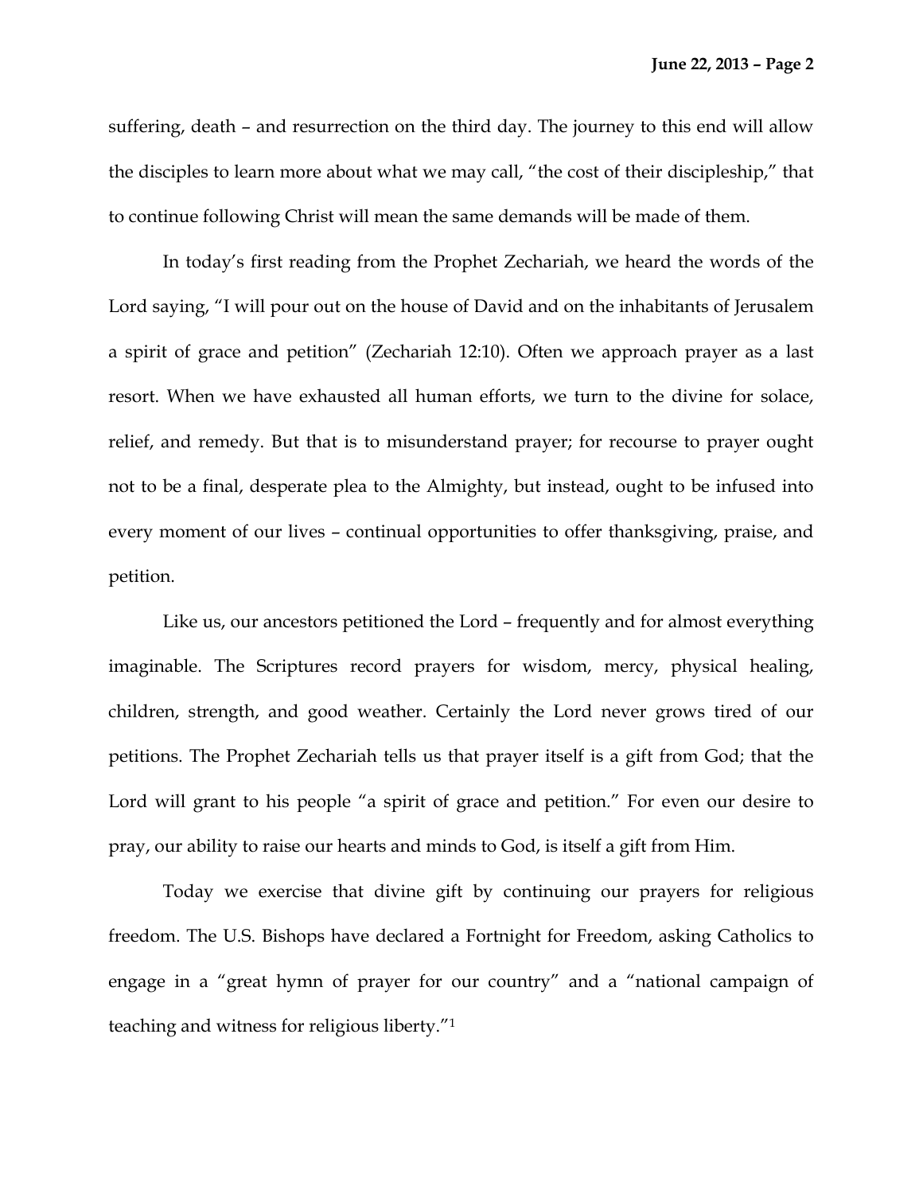suffering, death – and resurrection on the third day. The journey to this end will allow the disciples to learn more about what we may call, "the cost of their discipleship," that to continue following Christ will mean the same demands will be made of them.

In today's first reading from the Prophet Zechariah, we heard the words of the Lord saying, "I will pour out on the house of David and on the inhabitants of Jerusalem a spirit of grace and petition" (Zechariah 12:10). Often we approach prayer as a last resort. When we have exhausted all human efforts, we turn to the divine for solace, relief, and remedy. But that is to misunderstand prayer; for recourse to prayer ought not to be a final, desperate plea to the Almighty, but instead, ought to be infused into every moment of our lives – continual opportunities to offer thanksgiving, praise, and petition.

Like us, our ancestors petitioned the Lord – frequently and for almost everything imaginable. The Scriptures record prayers for wisdom, mercy, physical healing, children, strength, and good weather. Certainly the Lord never grows tired of our petitions. The Prophet Zechariah tells us that prayer itself is a gift from God; that the Lord will grant to his people "a spirit of grace and petition." For even our desire to pray, our ability to raise our hearts and minds to God, is itself a gift from Him.

Today we exercise that divine gift by continuing our prayers for religious freedom. The U.S. Bishops have declared a Fortnight for Freedom, asking Catholics to engage in a "great hymn of prayer for our country" and a "national campaign of teaching and witness for religious liberty."[1]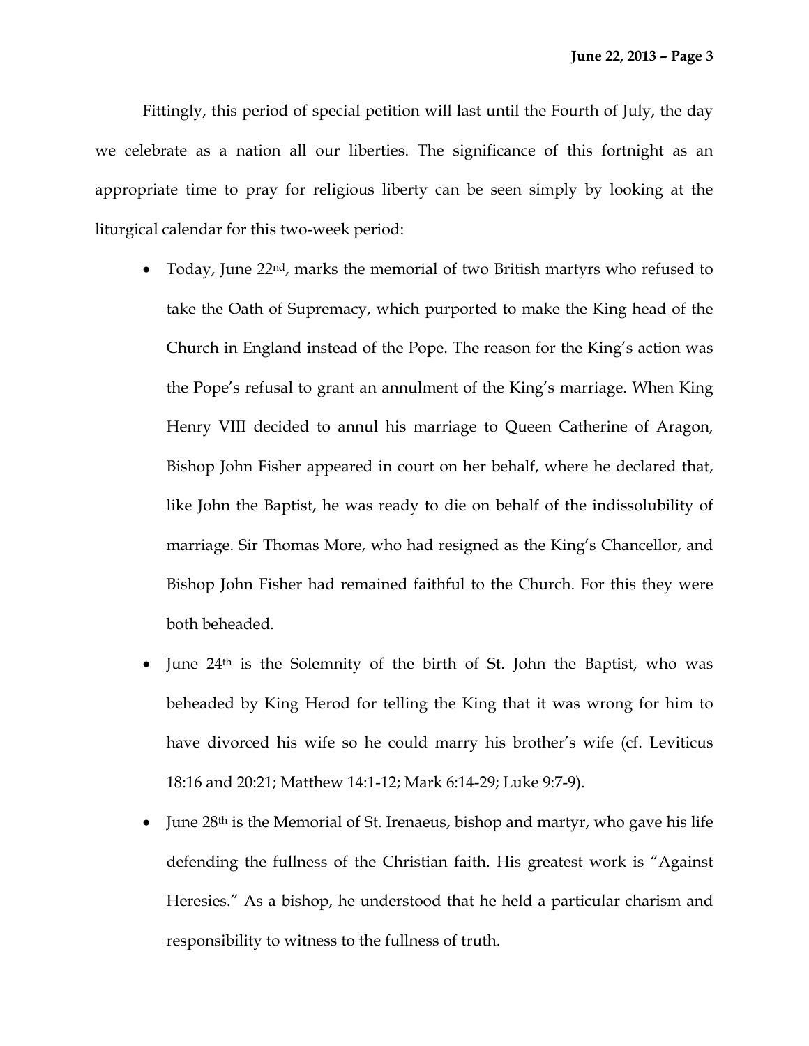Fittingly, this period of special petition will last until the Fourth of July, the day we celebrate as a nation all our liberties. The significance of this fortnight as an appropriate time to pray for religious liberty can be seen simply by looking at the liturgical calendar for this two-week period:

- Today, June 22nd, marks the memorial of two British martyrs who refused to take the Oath of Supremacy, which purported to make the King head of the Church in England instead of the Pope. The reason for the King's action was the Pope's refusal to grant an annulment of the King's marriage. When King Henry VIII decided to annul his marriage to Queen Catherine of Aragon, Bishop John Fisher appeared in court on her behalf, where he declared that, like John the Baptist, he was ready to die on behalf of the indissolubility of marriage. Sir Thomas More, who had resigned as the King's Chancellor, and Bishop John Fisher had remained faithful to the Church. For this they were both beheaded.
- June 24th is the Solemnity of the birth of St. John the Baptist, who was beheaded by King Herod for telling the King that it was wrong for him to have divorced his wife so he could marry his brother's wife (cf. Leviticus 18:16 and 20:21; Matthew 14:1-12; Mark 6:14-29; Luke 9:7-9).
- June 28th is the Memorial of St. Irenaeus, bishop and martyr, who gave his life defending the fullness of the Christian faith. His greatest work is "Against Heresies." As a bishop, he understood that he held a particular charism and responsibility to witness to the fullness of truth.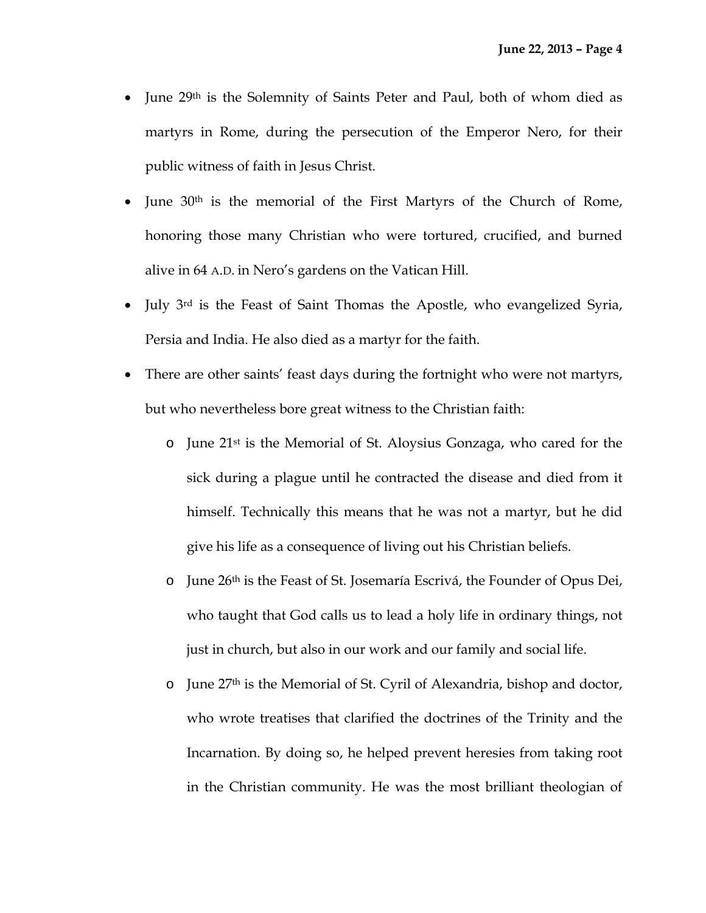- June 29th is the Solemnity of Saints Peter and Paul, both of whom died as martyrs in Rome, during the persecution of the Emperor Nero, for their public witness of faith in Jesus Christ.
- June 30th is the memorial of the First Martyrs of the Church of Rome, honoring those many Christian who were tortured, crucified, and burned alive in 64 A.D. in Nero's gardens on the Vatican Hill.
- July 3rd is the Feast of Saint Thomas the Apostle, who evangelized Syria, Persia and India. He also died as a martyr for the faith.
- There are other saints' feast days during the fortnight who were not martyrs, but who nevertheless bore great witness to the Christian faith:
    - June 21st is the Memorial of St. Aloysius Gonzaga, who cared for the sick during a plague until he contracted the disease and died from it himself. Technically this means that he was not a martyr, but he did give his life as a consequence of living out his Christian beliefs.
    - June 26th is the Feast of St. Josemaría Escrivá, the Founder of Opus Dei, who taught that God calls us to lead a holy life in ordinary things, not just in church, but also in our work and our family and social life.
    - June 27th is the Memorial of St. Cyril of Alexandria, bishop and doctor, who wrote treatises that clarified the doctrines of the Trinity and the Incarnation. By doing so, he helped prevent heresies from taking root in the Christian community. He was the most brilliant theologian of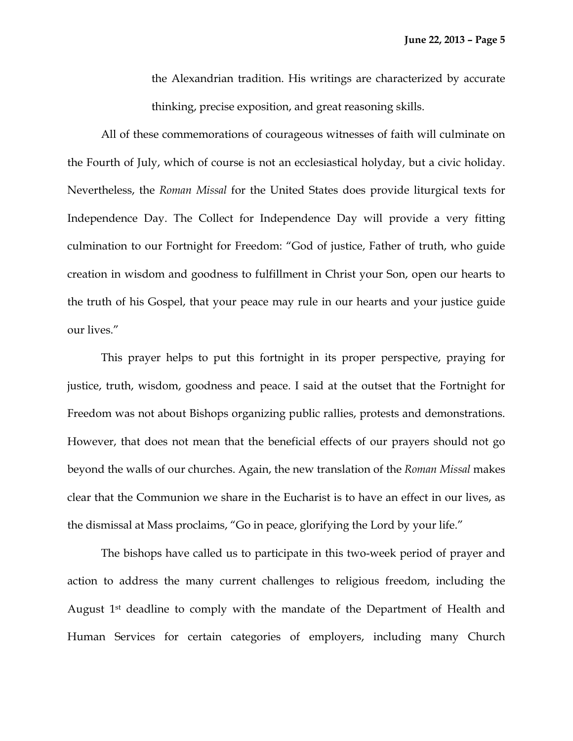the Alexandrian tradition. His writings are characterized by accurate thinking, precise exposition, and great reasoning skills.

All of these commemorations of courageous witnesses of faith will culminate on the Fourth of July, which of course is not an ecclesiastical holyday, but a civic holiday. Nevertheless, the *Roman Missal* for the United States does provide liturgical texts for Independence Day. The Collect for Independence Day will provide a very fitting culmination to our Fortnight for Freedom: "God of justice, Father of truth, who guide creation in wisdom and goodness to fulfillment in Christ your Son, open our hearts to the truth of his Gospel, that your peace may rule in our hearts and your justice guide our lives."

This prayer helps to put this fortnight in its proper perspective, praying for justice, truth, wisdom, goodness and peace. I said at the outset that the Fortnight for Freedom was not about Bishops organizing public rallies, protests and demonstrations. However, that does not mean that the beneficial effects of our prayers should not go beyond the walls of our churches. Again, the new translation of the *Roman Missal* makes clear that the Communion we share in the Eucharist is to have an effect in our lives, as the dismissal at Mass proclaims, "Go in peace, glorifying the Lord by your life."

The bishops have called us to participate in this two-week period of prayer and action to address the many current challenges to religious freedom, including the August 1st deadline to comply with the mandate of the Department of Health and Human Services for certain categories of employers, including many Church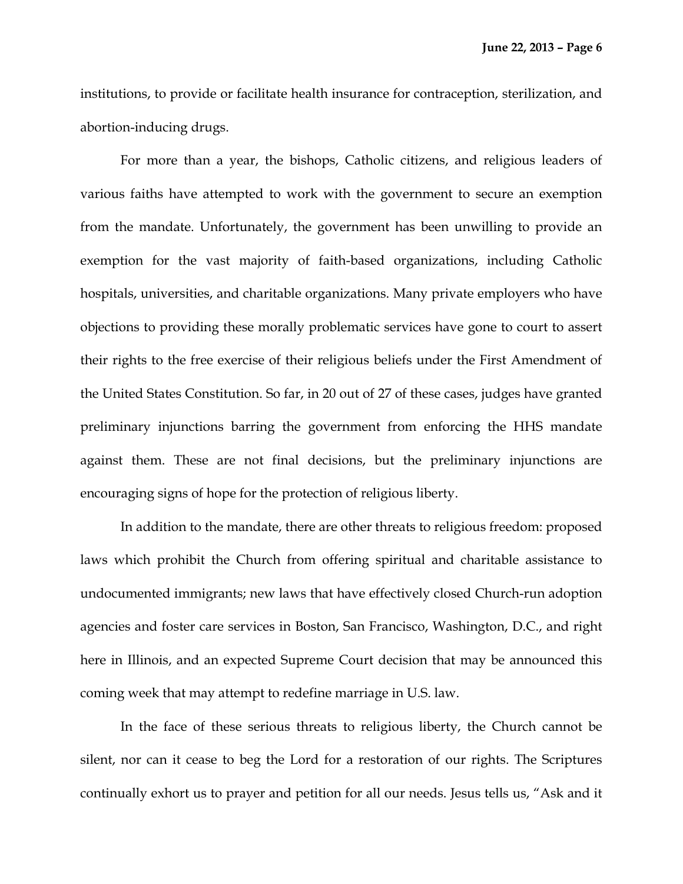institutions, to provide or facilitate health insurance for contraception, sterilization, and abortion-inducing drugs.

For more than a year, the bishops, Catholic citizens, and religious leaders of various faiths have attempted to work with the government to secure an exemption from the mandate. Unfortunately, the government has been unwilling to provide an exemption for the vast majority of faith-based organizations, including Catholic hospitals, universities, and charitable organizations. Many private employers who have objections to providing these morally problematic services have gone to court to assert their rights to the free exercise of their religious beliefs under the First Amendment of the United States Constitution. So far, in 20 out of 27 of these cases, judges have granted preliminary injunctions barring the government from enforcing the HHS mandate against them. These are not final decisions, but the preliminary injunctions are encouraging signs of hope for the protection of religious liberty.

In addition to the mandate, there are other threats to religious freedom: proposed laws which prohibit the Church from offering spiritual and charitable assistance to undocumented immigrants; new laws that have effectively closed Church-run adoption agencies and foster care services in Boston, San Francisco, Washington, D.C., and right here in Illinois, and an expected Supreme Court decision that may be announced this coming week that may attempt to redefine marriage in U.S. law.

In the face of these serious threats to religious liberty, the Church cannot be silent, nor can it cease to beg the Lord for a restoration of our rights. The Scriptures continually exhort us to prayer and petition for all our needs. Jesus tells us, "Ask and it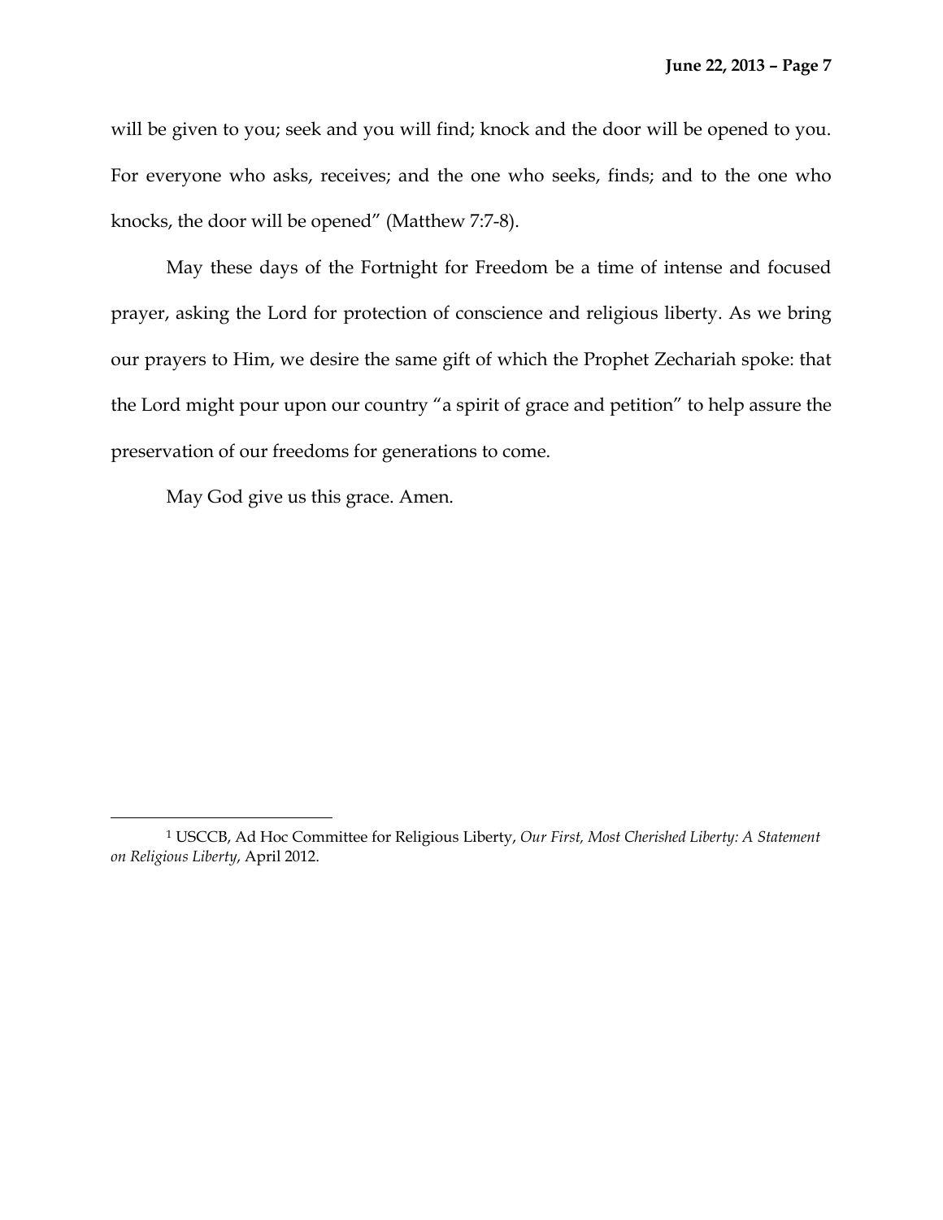will be given to you; seek and you will find; knock and the door will be opened to you. For everyone who asks, receives; and the one who seeks, finds; and to the one who knocks, the door will be opened" (Matthew 7:7-8).

May these days of the Fortnight for Freedom be a time of intense and focused prayer, asking the Lord for protection of conscience and religious liberty. As we bring our prayers to Him, we desire the same gift of which the Prophet Zechariah spoke: that the Lord might pour upon our country "a spirit of grace and petition" to help assure the preservation of our freedoms for generations to come.

May God give us this grace. Amen.

---

[1] USCCB, Ad Hoc Committee for Religious Liberty, *Our First, Most Cherished Liberty: A Statement on Religious Liberty*, April 2012.